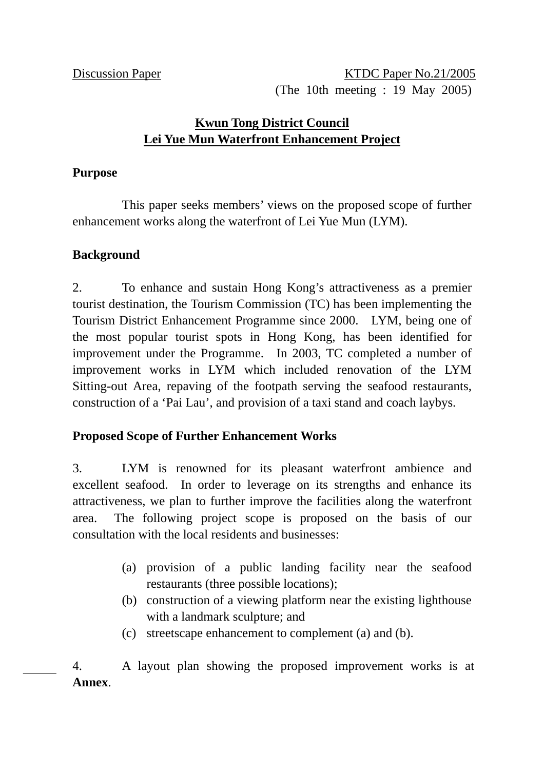Discussion Paper KTDC Paper No.21/2005
(The 10th meeting : 19 May 2005)

**Kwun Tong District Council**
**Lei Yue Mun Waterfront Enhancement Project**

**Purpose**

This paper seeks members' views on the proposed scope of further enhancement works along the waterfront of Lei Yue Mun (LYM).

**Background**

2. To enhance and sustain Hong Kong's attractiveness as a premier tourist destination, the Tourism Commission (TC) has been implementing the Tourism District Enhancement Programme since 2000. LYM, being one of the most popular tourist spots in Hong Kong, has been identified for improvement under the Programme. In 2003, TC completed a number of improvement works in LYM which included renovation of the LYM Sitting-out Area, repaving of the footpath serving the seafood restaurants, construction of a 'Pai Lau', and provision of a taxi stand and coach laybys.

**Proposed Scope of Further Enhancement Works**

3. LYM is renowned for its pleasant waterfront ambience and excellent seafood. In order to leverage on its strengths and enhance its attractiveness, we plan to further improve the facilities along the waterfront area. The following project scope is proposed on the basis of our consultation with the local residents and businesses:

(a) provision of a public landing facility near the seafood restaurants (three possible locations);
(b) construction of a viewing platform near the existing lighthouse with a landmark sculpture; and
(c) streetscape enhancement to complement (a) and (b).

4. A layout plan showing the proposed improvement works is at **Annex**.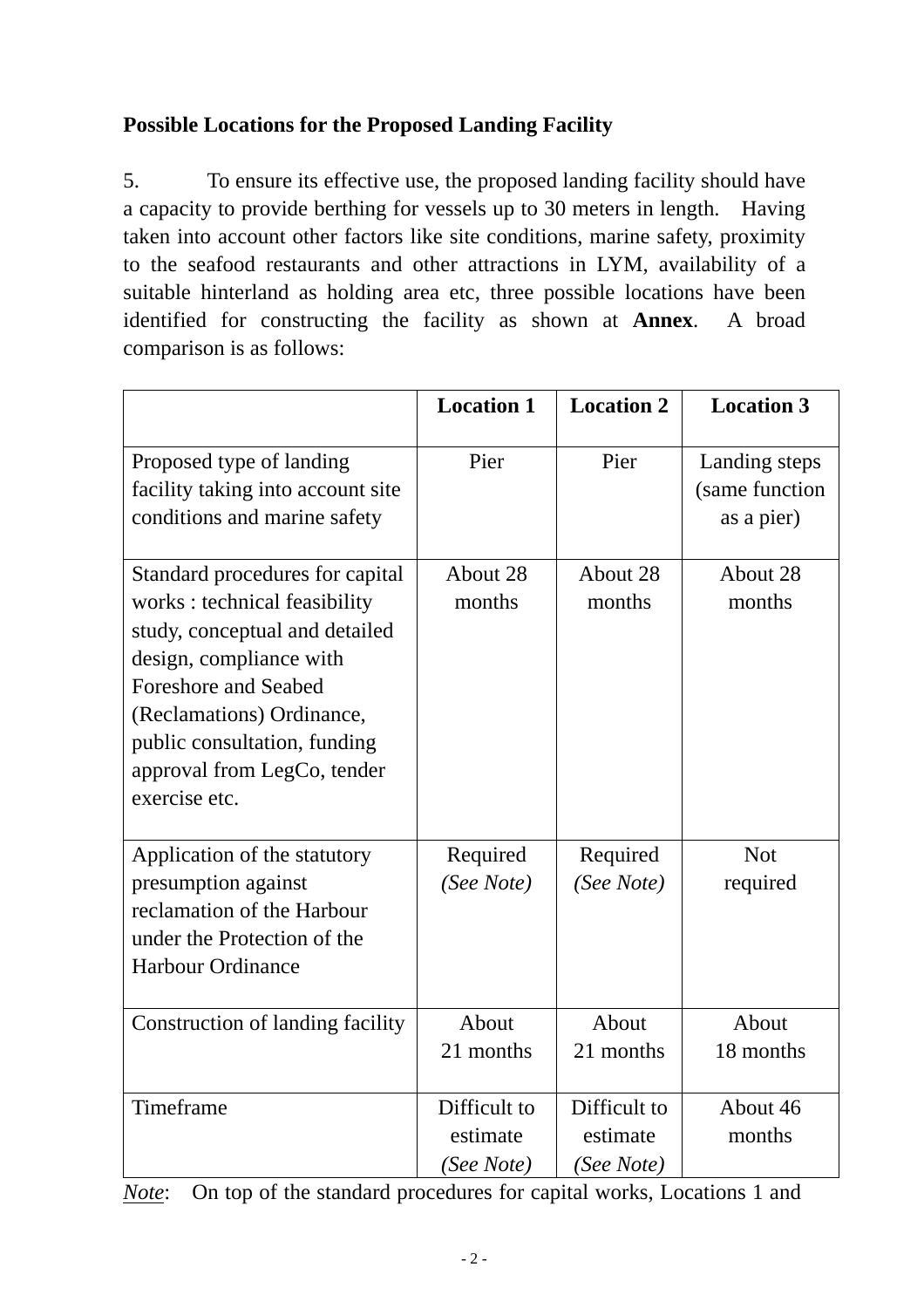**Possible Locations for the Proposed Landing Facility**

5. To ensure its effective use, the proposed landing facility should have a capacity to provide berthing for vessels up to 30 meters in length. Having taken into account other factors like site conditions, marine safety, proximity to the seafood restaurants and other attractions in LYM, availability of a suitable hinterland as holding area etc, three possible locations have been identified for constructing the facility as shown at **Annex**. A broad comparison is as follows:

| | **Location 1** | **Location 2** | **Location 3** |
|---|---|---|---|
| Proposed type of landing facility taking into account site conditions and marine safety | Pier | Pier | Landing steps (same function as a pier) |
| Standard procedures for capital works : technical feasibility study, conceptual and detailed design, compliance with Foreshore and Seabed (Reclamations) Ordinance, public consultation, funding approval from LegCo, tender exercise etc. | About 28 months | About 28 months | About 28 months |
| Application of the statutory presumption against reclamation of the Harbour under the Protection of the Harbour Ordinance | Required *(See Note)* | Required *(See Note)* | Not required |
| Construction of landing facility | About 21 months | About 21 months | About 18 months |
| Timeframe | Difficult to estimate *(See Note)* | Difficult to estimate *(See Note)* | About 46 months |

*Note*: On top of the standard procedures for capital works, Locations 1 and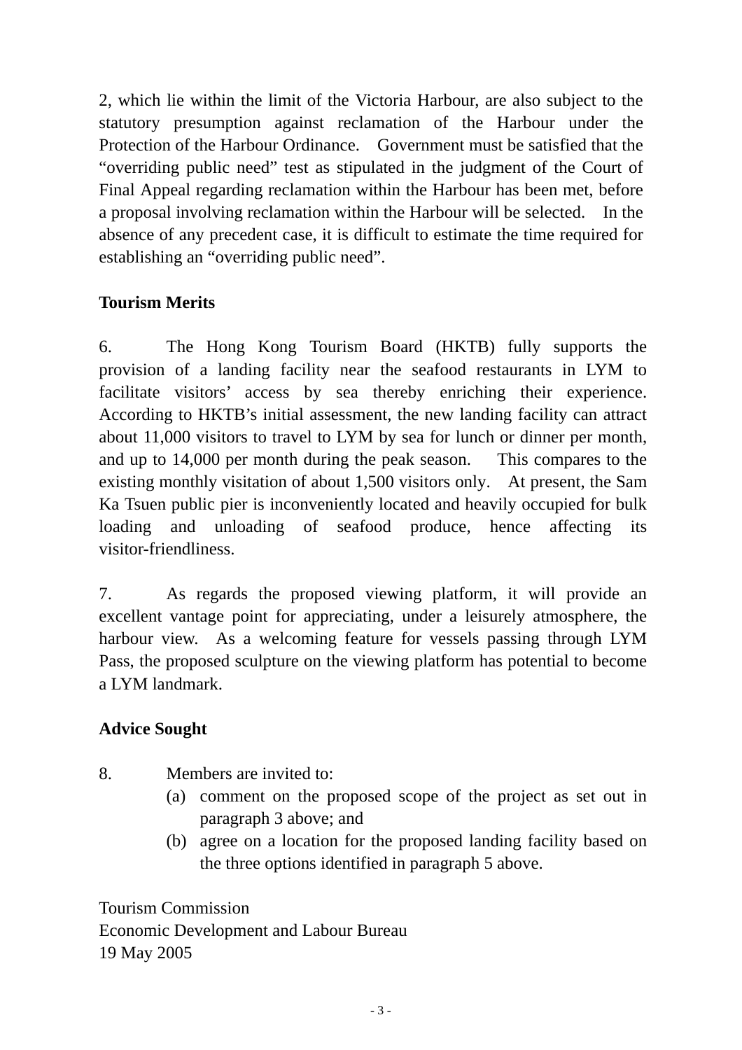2, which lie within the limit of the Victoria Harbour, are also subject to the statutory presumption against reclamation of the Harbour under the Protection of the Harbour Ordinance. Government must be satisfied that the "overriding public need" test as stipulated in the judgment of the Court of Final Appeal regarding reclamation within the Harbour has been met, before a proposal involving reclamation within the Harbour will be selected. In the absence of any precedent case, it is difficult to estimate the time required for establishing an "overriding public need".

**Tourism Merits**

6. The Hong Kong Tourism Board (HKTB) fully supports the provision of a landing facility near the seafood restaurants in LYM to facilitate visitors' access by sea thereby enriching their experience. According to HKTB's initial assessment, the new landing facility can attract about 11,000 visitors to travel to LYM by sea for lunch or dinner per month, and up to 14,000 per month during the peak season. This compares to the existing monthly visitation of about 1,500 visitors only. At present, the Sam Ka Tsuen public pier is inconveniently located and heavily occupied for bulk loading and unloading of seafood produce, hence affecting its visitor-friendliness.

7. As regards the proposed viewing platform, it will provide an excellent vantage point for appreciating, under a leisurely atmosphere, the harbour view. As a welcoming feature for vessels passing through LYM Pass, the proposed sculpture on the viewing platform has potential to become a LYM landmark.

**Advice Sought**

8. Members are invited to:
   (a) comment on the proposed scope of the project as set out in paragraph 3 above; and
   (b) agree on a location for the proposed landing facility based on the three options identified in paragraph 5 above.

Tourism Commission
Economic Development and Labour Bureau
19 May 2005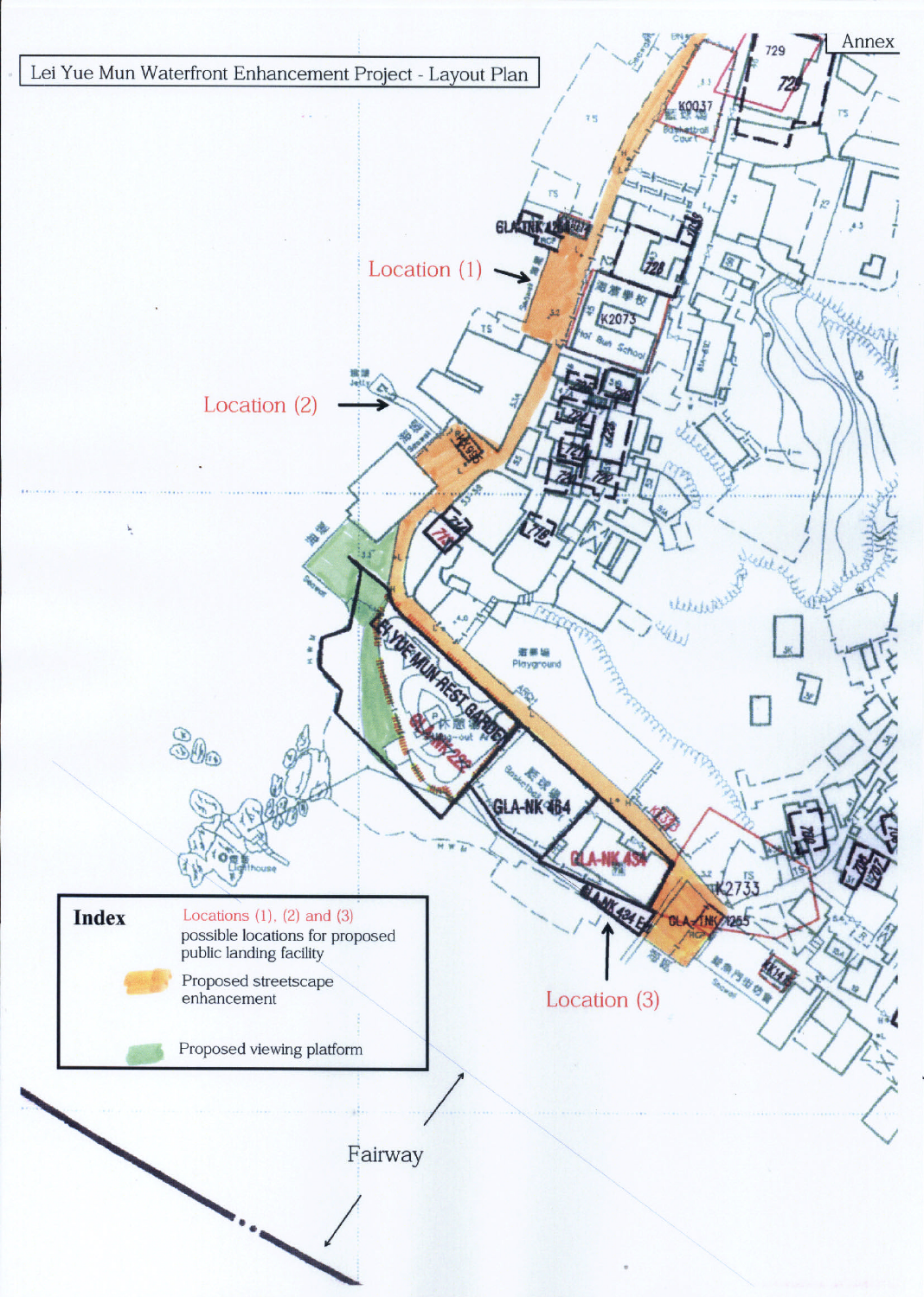Annex

Lei Yue Mun Waterfront Enhancement Project - Layout Plan

Location (1)

Location (2)

Location (3)

Index

Locations (1), (2) and (3) possible locations for proposed public landing facility

Proposed streetscape enhancement

Proposed viewing platform

Fairway